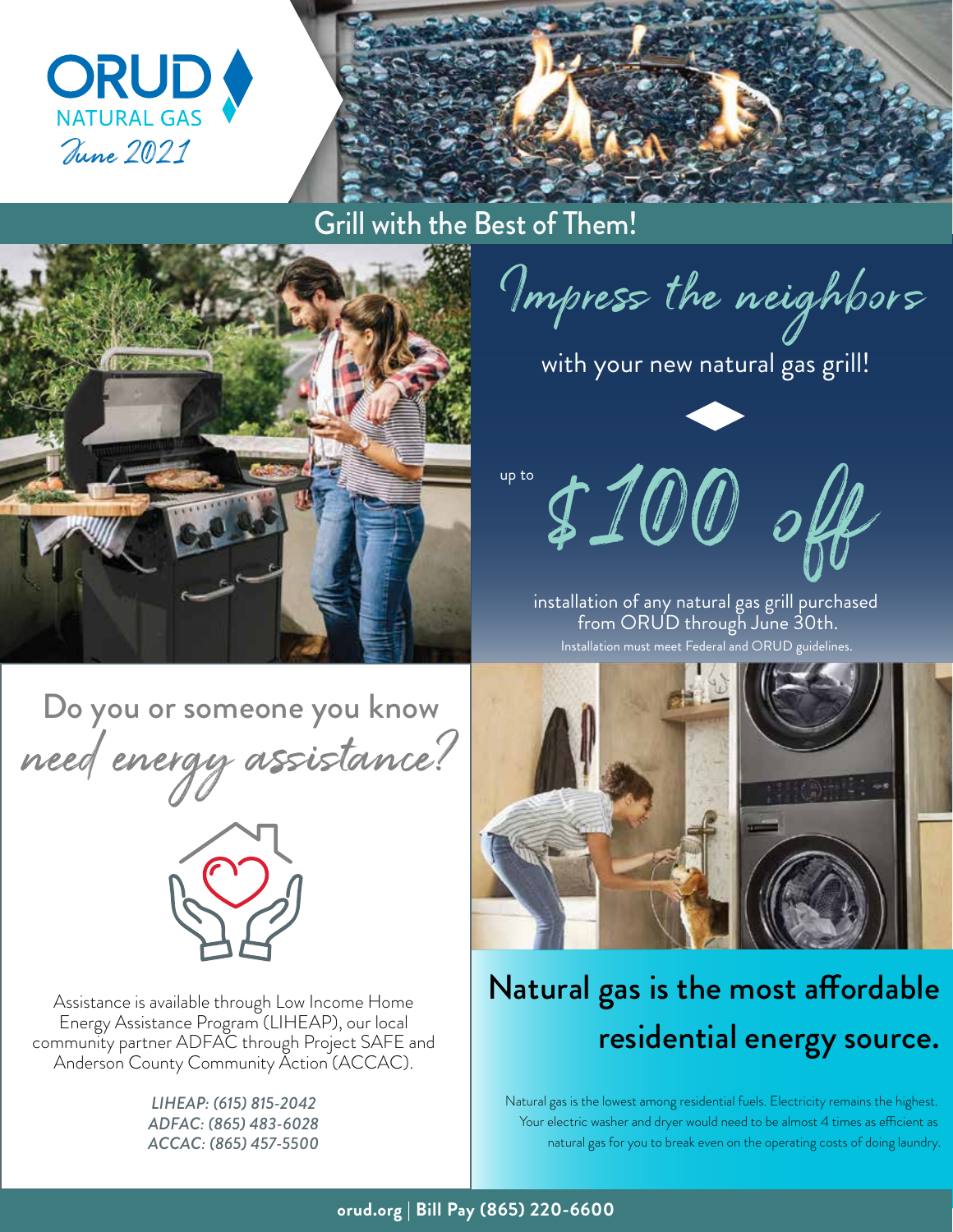ORUD NATURAL GAS

June 2021

## Grill with the Best of Them!

# Impress the neighbors

with your new natural gas grill!

up to **$100 off**

installation of any natural gas grill purchased from ORUD through June 30th.

Installation must meet Federal and ORUD guidelines.

## Do you or someone you know need energy assistance?

Assistance is available through Low Income Home Energy Assistance Program (LIHEAP), our local community partner ADFAC through Project SAFE and Anderson County Community Action (ACCAC).

*LIHEAP: (615) 815-2042*
*ADFAC: (865) 483-6028*
*ACCAC: (865) 457-5500*

## Natural gas is the most affordable residential energy source.

Natural gas is the lowest among residential fuels. Electricity remains the highest. Your electric washer and dryer would need to be almost 4 times as efficient as natural gas for you to break even on the operating costs of doing laundry.

**orud.org | Bill Pay (865) 220-6600**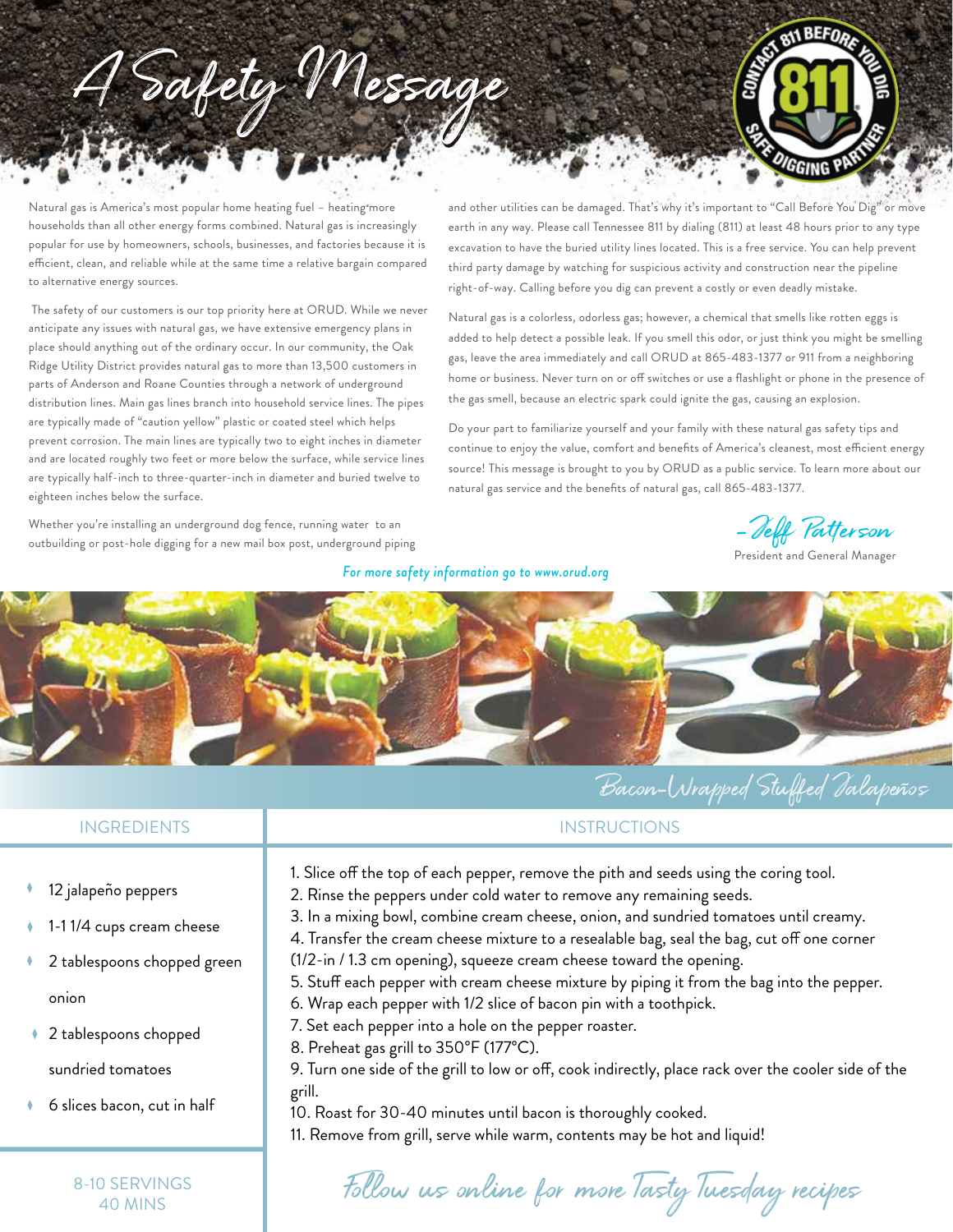# A Safety Message

Natural gas is America's most popular home heating fuel – heating more households than all other energy forms combined. Natural gas is increasingly popular for use by homeowners, schools, businesses, and factories because it is efficient, clean, and reliable while at the same time a relative bargain compared to alternative energy sources.

The safety of our customers is our top priority here at ORUD. While we never anticipate any issues with natural gas, we have extensive emergency plans in place should anything out of the ordinary occur. In our community, the Oak Ridge Utility District provides natural gas to more than 13,500 customers in parts of Anderson and Roane Counties through a network of underground distribution lines. Main gas lines branch into household service lines. The pipes are typically made of "caution yellow" plastic or coated steel which helps prevent corrosion. The main lines are typically two to eight inches in diameter and are located roughly two feet or more below the surface, while service lines are typically half-inch to three-quarter-inch in diameter and buried twelve to eighteen inches below the surface.

Whether you're installing an underground dog fence, running water to an outbuilding or post-hole digging for a new mail box post, underground piping and other utilities can be damaged. That's why it's important to "Call Before You Dig" or move earth in any way. Please call Tennessee 811 by dialing (811) at least 48 hours prior to any type excavation to have the buried utility lines located. This is a free service. You can help prevent third party damage by watching for suspicious activity and construction near the pipeline right-of-way. Calling before you dig can prevent a costly or even deadly mistake.

Natural gas is a colorless, odorless gas; however, a chemical that smells like rotten eggs is added to help detect a possible leak. If you smell this odor, or just think you might be smelling gas, leave the area immediately and call ORUD at 865-483-1377 or 911 from a neighboring home or business. Never turn on or off switches or use a flashlight or phone in the presence of the gas smell, because an electric spark could ignite the gas, causing an explosion.

Do your part to familiarize yourself and your family with these natural gas safety tips and continue to enjoy the value, comfort and benefits of America's cleanest, most efficient energy source! This message is brought to you by ORUD as a public service. To learn more about our natural gas service and the benefits of natural gas, call 865-483-1377.

– Jeff Patterson
President and General Manager

*For more safety information go to www.orud.org*

## Bacon-Wrapped Stuffed Jalapeños

### INGREDIENTS

- 12 jalapeño peppers
- 1-1 1/4 cups cream cheese
- 2 tablespoons chopped green onion
- 2 tablespoons chopped sundried tomatoes
- 6 slices bacon, cut in half

8-10 SERVINGS
40 MINS

### INSTRUCTIONS

1. Slice off the top of each pepper, remove the pith and seeds using the coring tool.
2. Rinse the peppers under cold water to remove any remaining seeds.
3. In a mixing bowl, combine cream cheese, onion, and sundried tomatoes until creamy.
4. Transfer the cream cheese mixture to a resealable bag, seal the bag, cut off one corner (1/2-in / 1.3 cm opening), squeeze cream cheese toward the opening.
5. Stuff each pepper with cream cheese mixture by piping it from the bag into the pepper.
6. Wrap each pepper with 1/2 slice of bacon pin with a toothpick.
7. Set each pepper into a hole on the pepper roaster.
8. Preheat gas grill to 350°F (177°C).
9. Turn one side of the grill to low or off, cook indirectly, place rack over the cooler side of the grill.
10. Roast for 30-40 minutes until bacon is thoroughly cooked.
11. Remove from grill, serve while warm, contents may be hot and liquid!

*Follow us online for more Tasty Tuesday recipes*